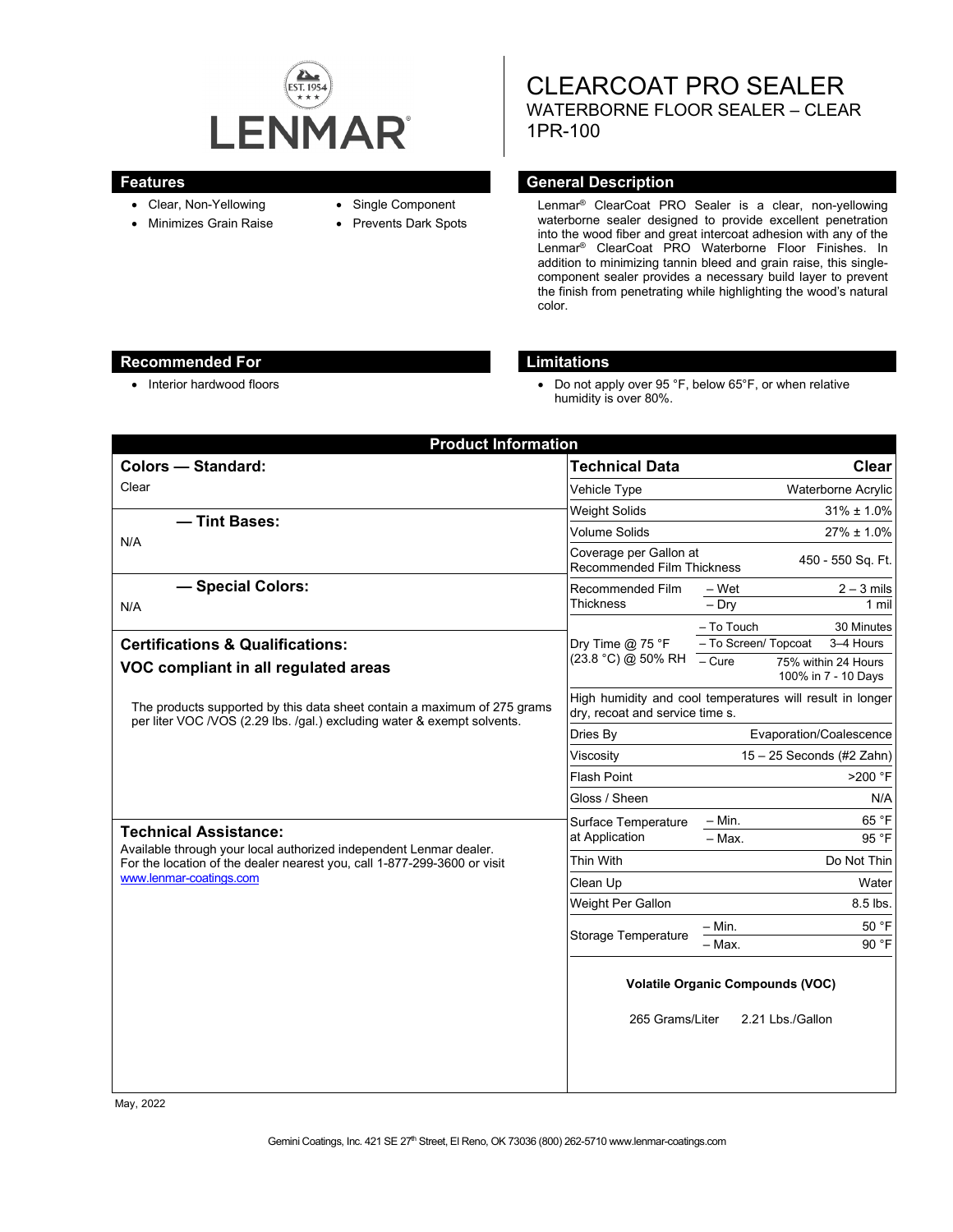# CLEARCOAT PRO SEALER

WATERBORNE FLOOR SEALER – CLEAR

1PR-100

## Features

- Clear, Non-Yellowing
- Minimizes Grain Raise
- Single Component
- Prevents Dark Spots

## General Description

Lenmar® ClearCoat PRO Sealer is a clear, non-yellowing waterborne sealer designed to provide excellent penetration into the wood fiber and great intercoat adhesion with any of the Lenmar® ClearCoat PRO Waterborne Floor Finishes. In addition to minimizing tannin bleed and grain raise, this single-component sealer provides a necessary build layer to prevent the finish from penetrating while highlighting the wood's natural color.

## Recommended For

- Interior hardwood floors

## Limitations

- Do not apply over 95 °F, below 65°F, or when relative humidity is over 80%.

## Product Information

### Colors — Standard:

Clear

### — Tint Bases:

N/A

### — Special Colors:

N/A

### Certifications & Qualifications:

**VOC compliant in all regulated areas**

The products supported by this data sheet contain a maximum of 275 grams per liter VOC /VOS (2.29 lbs. /gal.) excluding water & exempt solvents.

### Technical Assistance:

Available through your local authorized independent Lenmar dealer. For the location of the dealer nearest you, call 1-877-299-3600 or visit www.lenmar-coatings.com

| Technical Data | | Clear |
|---|---|---|
| Vehicle Type | | Waterborne Acrylic |
| Weight Solids | | 31% ± 1.0% |
| Volume Solids | | 27% ± 1.0% |
| Coverage per Gallon at Recommended Film Thickness | | 450 - 550 Sq. Ft. |
| Recommended Film Thickness | – Wet | 2 – 3 mils |
| | – Dry | 1 mil |
| Dry Time @ 75 °F (23.8 °C) @ 50% RH | – To Touch | 30 Minutes |
| | – To Screen/ Topcoat | 3–4 Hours |
| | – Cure | 75% within 24 Hours<br>100% in 7 - 10 Days |
| High humidity and cool temperatures will result in longer dry, recoat and service time s. | | |
| Dries By | | Evaporation/Coalescence |
| Viscosity | | 15 – 25 Seconds (#2 Zahn) |
| Flash Point | | >200 °F |
| Gloss / Sheen | | N/A |
| Surface Temperature at Application | – Min. | 65 °F |
| | – Max. | 95 °F |
| Thin With | | Do Not Thin |
| Clean Up | | Water |
| Weight Per Gallon | | 8.5 lbs. |
| Storage Temperature | – Min. | 50 °F |
| | – Max. | 90 °F |

**Volatile Organic Compounds (VOC)**

265 Grams/Liter    2.21 Lbs./Gallon

May, 2022

Gemini Coatings, Inc. 421 SE 27th Street, El Reno, OK 73036 (800) 262-5710 www.lenmar-coatings.com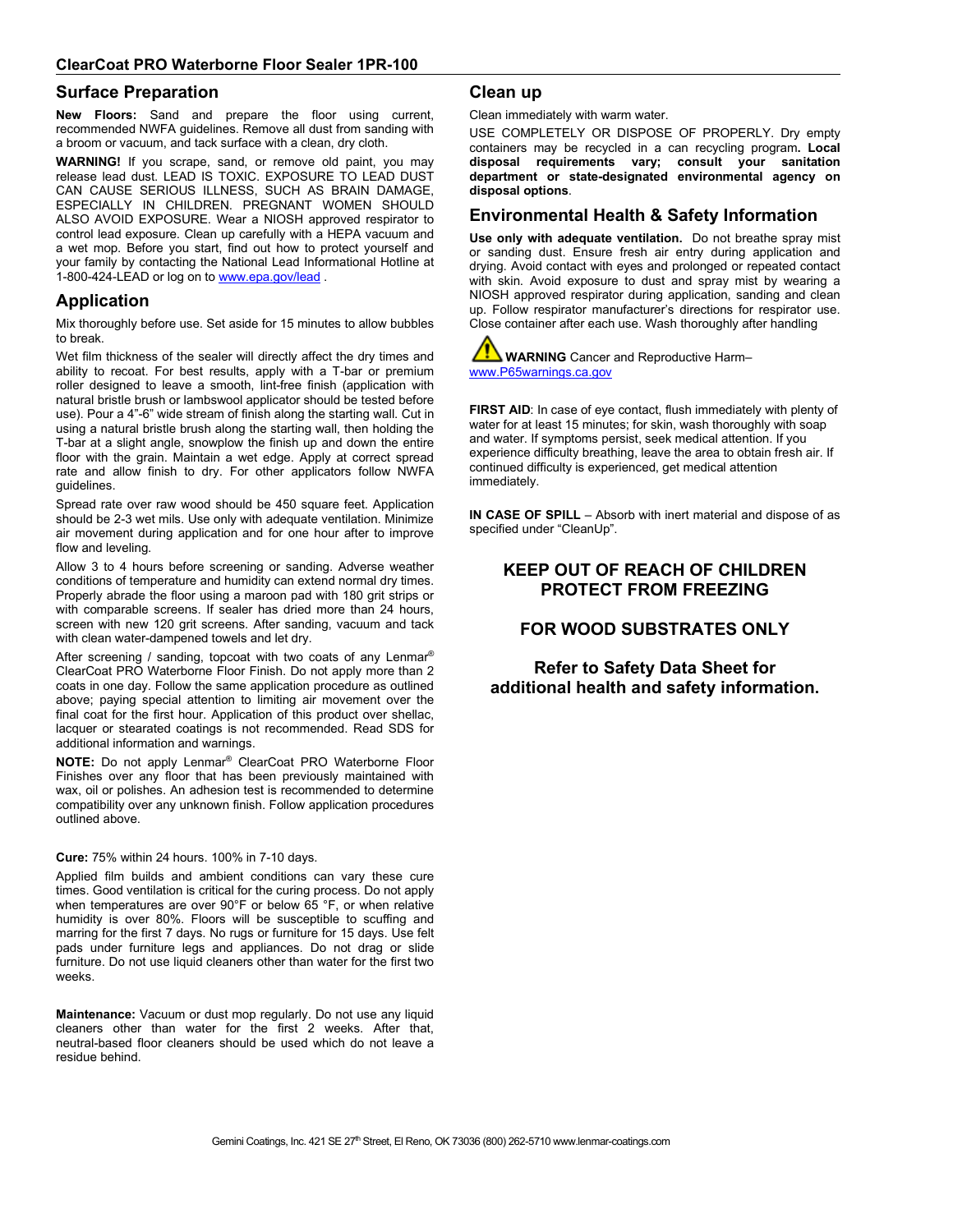# ClearCoat PRO Waterborne Floor Sealer 1PR-100

## Surface Preparation

**New Floors:** Sand and prepare the floor using current, recommended NWFA guidelines. Remove all dust from sanding with a broom or vacuum, and tack surface with a clean, dry cloth.

**WARNING!** If you scrape, sand, or remove old paint, you may release lead dust. LEAD IS TOXIC. EXPOSURE TO LEAD DUST CAN CAUSE SERIOUS ILLNESS, SUCH AS BRAIN DAMAGE, ESPECIALLY IN CHILDREN. PREGNANT WOMEN SHOULD ALSO AVOID EXPOSURE. Wear a NIOSH approved respirator to control lead exposure. Clean up carefully with a HEPA vacuum and a wet mop. Before you start, find out how to protect yourself and your family by contacting the National Lead Informational Hotline at 1-800-424-LEAD or log on to www.epa.gov/lead .

## Application

Mix thoroughly before use. Set aside for 15 minutes to allow bubbles to break.

Wet film thickness of the sealer will directly affect the dry times and ability to recoat. For best results, apply with a T-bar or premium roller designed to leave a smooth, lint-free finish (application with natural bristle brush or lambswool applicator should be tested before use). Pour a 4"-6" wide stream of finish along the starting wall. Cut in using a natural bristle brush along the starting wall, then holding the T-bar at a slight angle, snowplow the finish up and down the entire floor with the grain. Maintain a wet edge. Apply at correct spread rate and allow finish to dry. For other applicators follow NWFA guidelines.

Spread rate over raw wood should be 450 square feet. Application should be 2-3 wet mils. Use only with adequate ventilation. Minimize air movement during application and for one hour after to improve flow and leveling.

Allow 3 to 4 hours before screening or sanding. Adverse weather conditions of temperature and humidity can extend normal dry times. Properly abrade the floor using a maroon pad with 180 grit strips or with comparable screens. If sealer has dried more than 24 hours, screen with new 120 grit screens. After sanding, vacuum and tack with clean water-dampened towels and let dry.

After screening / sanding, topcoat with two coats of any Lenmar® ClearCoat PRO Waterborne Floor Finish. Do not apply more than 2 coats in one day. Follow the same application procedure as outlined above; paying special attention to limiting air movement over the final coat for the first hour. Application of this product over shellac, lacquer or stearated coatings is not recommended. Read SDS for additional information and warnings.

**NOTE:** Do not apply Lenmar® ClearCoat PRO Waterborne Floor Finishes over any floor that has been previously maintained with wax, oil or polishes. An adhesion test is recommended to determine compatibility over any unknown finish. Follow application procedures outlined above.

**Cure:** 75% within 24 hours. 100% in 7-10 days.

Applied film builds and ambient conditions can vary these cure times. Good ventilation is critical for the curing process. Do not apply when temperatures are over 90°F or below 65 °F, or when relative humidity is over 80%. Floors will be susceptible to scuffing and marring for the first 7 days. No rugs or furniture for 15 days. Use felt pads under furniture legs and appliances. Do not drag or slide furniture. Do not use liquid cleaners other than water for the first two weeks.

**Maintenance:** Vacuum or dust mop regularly. Do not use any liquid cleaners other than water for the first 2 weeks. After that, neutral-based floor cleaners should be used which do not leave a residue behind.

## Clean up

Clean immediately with warm water.

USE COMPLETELY OR DISPOSE OF PROPERLY. Dry empty containers may be recycled in a can recycling program**. Local disposal requirements vary; consult your sanitation department or state-designated environmental agency on disposal options**.

## Environmental Health & Safety Information

**Use only with adequate ventilation.** Do not breathe spray mist or sanding dust. Ensure fresh air entry during application and drying. Avoid contact with eyes and prolonged or repeated contact with skin. Avoid exposure to dust and spray mist by wearing a NIOSH approved respirator during application, sanding and clean up. Follow respirator manufacturer's directions for respirator use. Close container after each use. Wash thoroughly after handling

**WARNING** Cancer and Reproductive Harm– www.P65warnings.ca.gov

**FIRST AID**: In case of eye contact, flush immediately with plenty of water for at least 15 minutes; for skin, wash thoroughly with soap and water. If symptoms persist, seek medical attention. If you experience difficulty breathing, leave the area to obtain fresh air. If continued difficulty is experienced, get medical attention immediately.

**IN CASE OF SPILL** – Absorb with inert material and dispose of as specified under "CleanUp".

**KEEP OUT OF REACH OF CHILDREN**
**PROTECT FROM FREEZING**

**FOR WOOD SUBSTRATES ONLY**

**Refer to Safety Data Sheet for additional health and safety information.**

Gemini Coatings, Inc. 421 SE 27th Street, El Reno, OK 73036 (800) 262-5710 www.lenmar-coatings.com